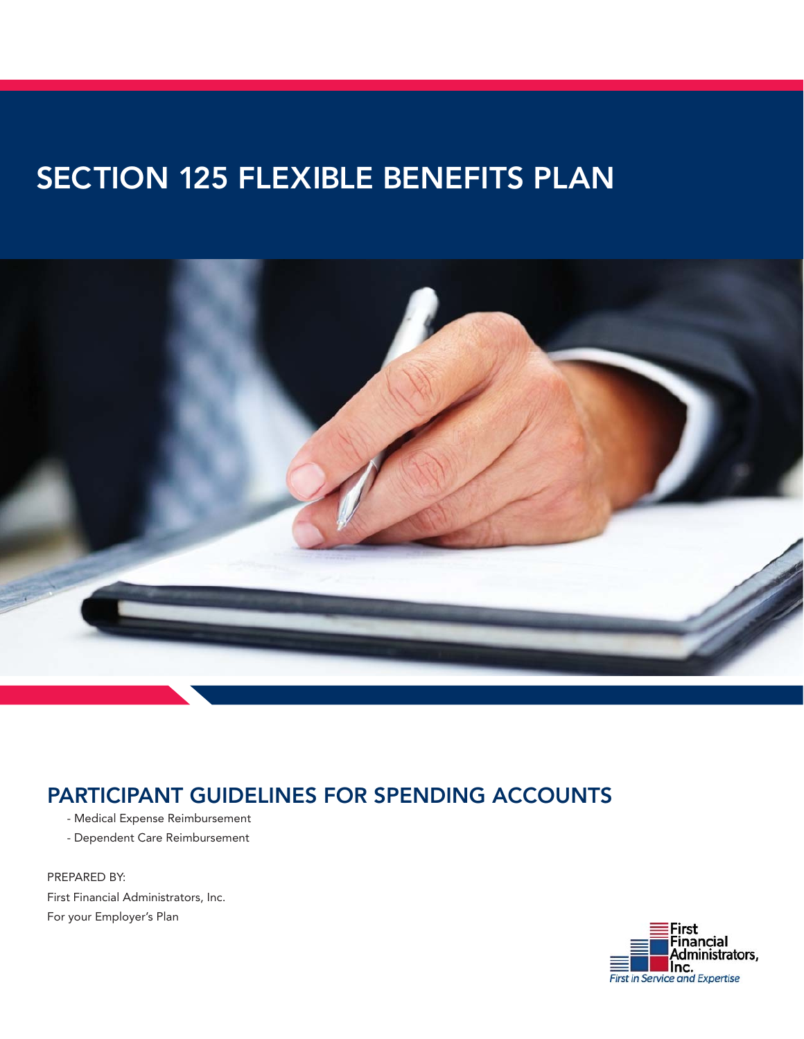# SECTION 125 FLEXIBLE BENEFITS PLAN

## PARTICIPANT GUIDELINES FOR SPENDING ACCOUNTS

- Medical Expense Reimbursement
- Dependent Care Reimbursement

PREPARED BY:

First Financial Administrators, Inc.

For your Employer's Plan

First Financial Administrators, Inc.

*First in Service and Expertise*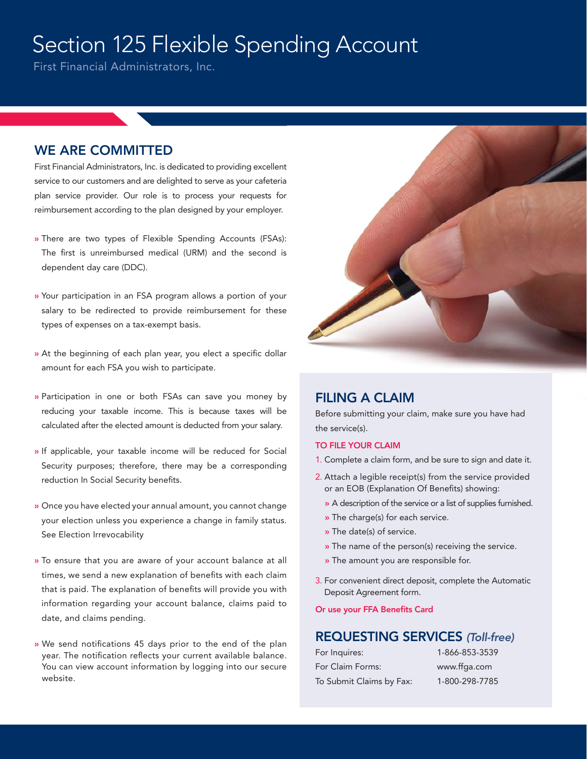# Section 125 Flexible Spending Account

First Financial Administrators, Inc.

## WE ARE COMMITTED

First Financial Administrators, Inc. is dedicated to providing excellent service to our customers and are delighted to serve as your cafeteria plan service provider. Our role is to process your requests for reimbursement according to the plan designed by your employer.

- There are two types of Flexible Spending Accounts (FSAs): The first is unreimbursed medical (URM) and the second is dependent day care (DDC).
- Your participation in an FSA program allows a portion of your salary to be redirected to provide reimbursement for these types of expenses on a tax-exempt basis.
- At the beginning of each plan year, you elect a specific dollar amount for each FSA you wish to participate.
- Participation in one or both FSAs can save you money by reducing your taxable income. This is because taxes will be calculated after the elected amount is deducted from your salary.
- If applicable, your taxable income will be reduced for Social Security purposes; therefore, there may be a corresponding reduction In Social Security benefits.
- Once you have elected your annual amount, you cannot change your election unless you experience a change in family status. See Election Irrevocability
- To ensure that you are aware of your account balance at all times, we send a new explanation of benefits with each claim that is paid. The explanation of benefits will provide you with information regarding your account balance, claims paid to date, and claims pending.
- We send notifications 45 days prior to the end of the plan year. The notification reflects your current available balance. You can view account information by logging into our secure website.

## FILING A CLAIM

Before submitting your claim, make sure you have had the service(s).

### TO FILE YOUR CLAIM

1. Complete a claim form, and be sure to sign and date it.
2. Attach a legible receipt(s) from the service provided or an EOB (Explanation Of Benefits) showing:
   - A description of the service or a list of supplies furnished.
   - The charge(s) for each service.
   - The date(s) of service.
   - The name of the person(s) receiving the service.
   - The amount you are responsible for.
3. For convenient direct deposit, complete the Automatic Deposit Agreement form.

**Or use your FFA Benefits Card**

## REQUESTING SERVICES *(Toll-free)*

| | |
|---|---|
| For Inquires: | 1-866-853-3539 |
| For Claim Forms: | www.ffga.com |
| To Submit Claims by Fax: | 1-800-298-7785 |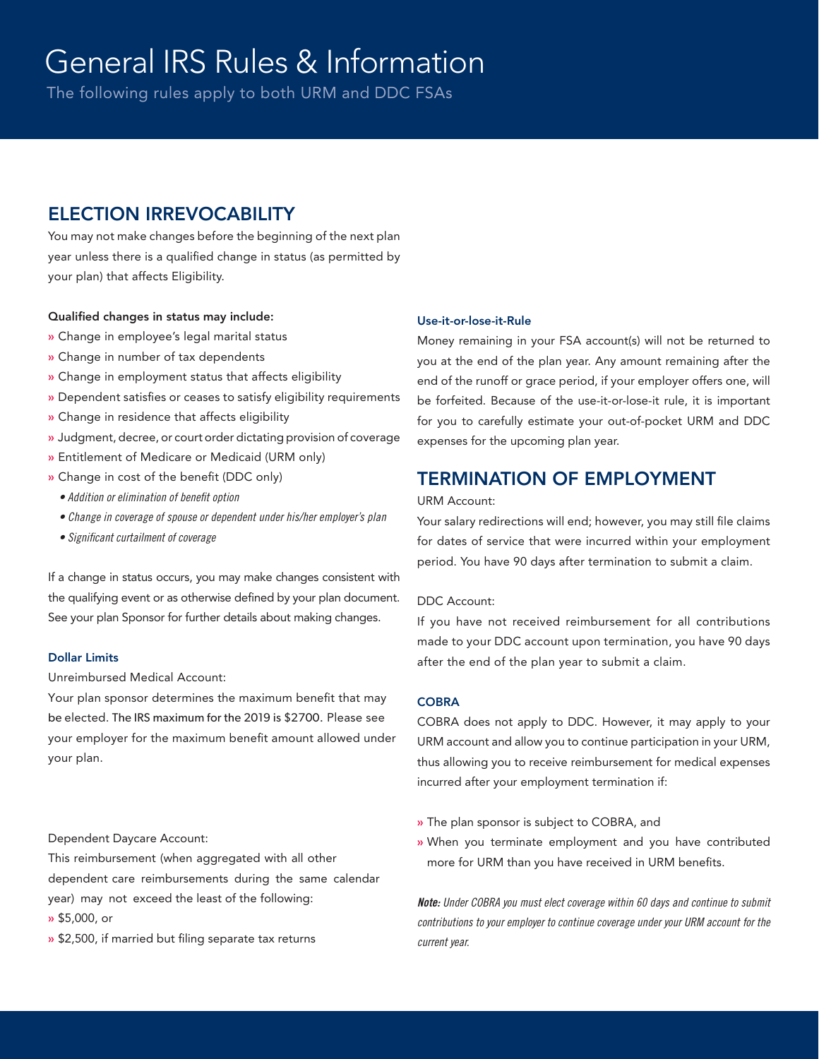# General IRS Rules & Information

The following rules apply to both URM and DDC FSAs

## ELECTION IRREVOCABILITY

You may not make changes before the beginning of the next plan year unless there is a qualified change in status (as permitted by your plan) that affects Eligibility.

**Qualified changes in status may include:**

- Change in employee's legal marital status
- Change in number of tax dependents
- Change in employment status that affects eligibility
- Dependent satisfies or ceases to satisfy eligibility requirements
- Change in residence that affects eligibility
- Judgment, decree, or court order dictating provision of coverage
- Entitlement of Medicare or Medicaid (URM only)
- Change in cost of the benefit (DDC only)
  - *Addition or elimination of benefit option*
  - *Change in coverage of spouse or dependent under his/her employer's plan*
  - *Significant curtailment of coverage*

If a change in status occurs, you may make changes consistent with the qualifying event or as otherwise defined by your plan document. See your plan Sponsor for further details about making changes.

### Dollar Limits

Unreimbursed Medical Account:

Your plan sponsor determines the maximum benefit that may be elected. The IRS maximum for the 2019 is $2700. Please see your employer for the maximum benefit amount allowed under your plan.

Dependent Daycare Account:

This reimbursement (when aggregated with all other dependent care reimbursements during the same calendar year) may not exceed the least of the following:

- $5,000, or
- $2,500, if married but filing separate tax returns

### Use-it-or-lose-it-Rule

Money remaining in your FSA account(s) will not be returned to you at the end of the plan year. Any amount remaining after the end of the runoff or grace period, if your employer offers one, will be forfeited. Because of the use-it-or-lose-it rule, it is important for you to carefully estimate your out-of-pocket URM and DDC expenses for the upcoming plan year.

## TERMINATION OF EMPLOYMENT

URM Account:

Your salary redirections will end; however, you may still file claims for dates of service that were incurred within your employment period. You have 90 days after termination to submit a claim.

DDC Account:

If you have not received reimbursement for all contributions made to your DDC account upon termination, you have 90 days after the end of the plan year to submit a claim.

### COBRA

COBRA does not apply to DDC. However, it may apply to your URM account and allow you to continue participation in your URM, thus allowing you to receive reimbursement for medical expenses incurred after your employment termination if:

- The plan sponsor is subject to COBRA, and
- When you terminate employment and you have contributed more for URM than you have received in URM benefits.

***Note:*** *Under COBRA you must elect coverage within 60 days and continue to submit contributions to your employer to continue coverage under your URM account for the current year.*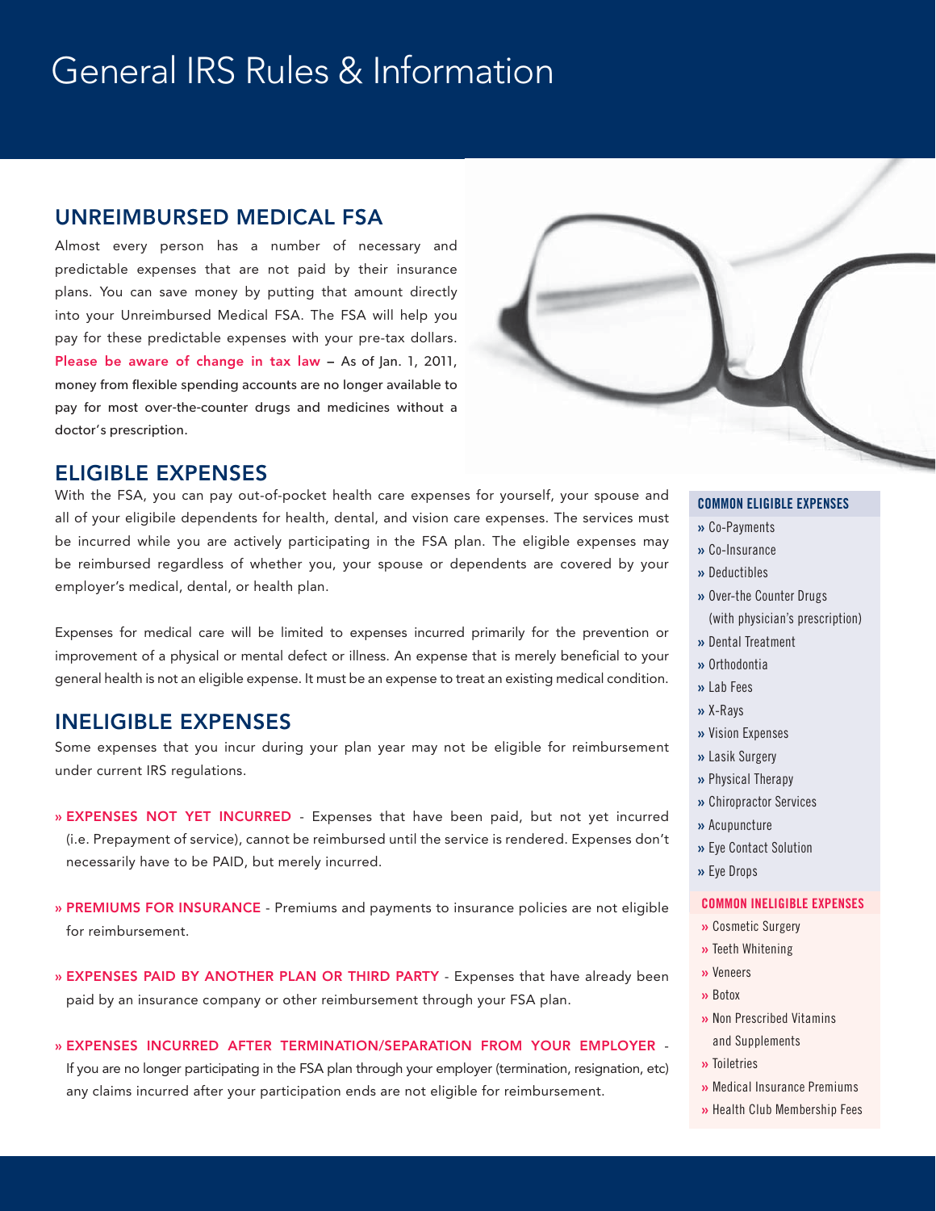# General IRS Rules & Information

## UNREIMBURSED MEDICAL FSA

Almost every person has a number of necessary and predictable expenses that are not paid by their insurance plans. You can save money by putting that amount directly into your Unreimbursed Medical FSA. The FSA will help you pay for these predictable expenses with your pre-tax dollars. **Please be aware of change in tax law** – As of Jan. 1, 2011, money from flexible spending accounts are no longer available to pay for most over-the-counter drugs and medicines without a doctor's prescription.

## ELIGIBLE EXPENSES

With the FSA, you can pay out-of-pocket health care expenses for yourself, your spouse and all of your eligibile dependents for health, dental, and vision care expenses. The services must be incurred while you are actively participating in the FSA plan. The eligible expenses may be reimbursed regardless of whether you, your spouse or dependents are covered by your employer's medical, dental, or health plan.

Expenses for medical care will be limited to expenses incurred primarily for the prevention or improvement of a physical or mental defect or illness. An expense that is merely beneficial to your general health is not an eligible expense. It must be an expense to treat an existing medical condition.

## INELIGIBLE EXPENSES

Some expenses that you incur during your plan year may not be eligible for reimbursement under current IRS regulations.

- **EXPENSES NOT YET INCURRED** - Expenses that have been paid, but not yet incurred (i.e. Prepayment of service), cannot be reimbursed until the service is rendered. Expenses don't necessarily have to be PAID, but merely incurred.
- **PREMIUMS FOR INSURANCE** - Premiums and payments to insurance policies are not eligible for reimbursement.
- **EXPENSES PAID BY ANOTHER PLAN OR THIRD PARTY** - Expenses that have already been paid by an insurance company or other reimbursement through your FSA plan.
- **EXPENSES INCURRED AFTER TERMINATION/SEPARATION FROM YOUR EMPLOYER** - If you are no longer participating in the FSA plan through your employer (termination, resignation, etc) any claims incurred after your participation ends are not eligible for reimbursement.

### COMMON ELIGIBLE EXPENSES

- Co-Payments
- Co-Insurance
- Deductibles
- Over-the Counter Drugs (with physician's prescription)
- Dental Treatment
- Orthodontia
- Lab Fees
- X-Rays
- Vision Expenses
- Lasik Surgery
- Physical Therapy
- Chiropractor Services
- Acupuncture
- Eye Contact Solution
- Eye Drops

### COMMON INELIGIBLE EXPENSES

- Cosmetic Surgery
- Teeth Whitening
- Veneers
- Botox
- Non Prescribed Vitamins and Supplements
- Toiletries
- Medical Insurance Premiums
- Health Club Membership Fees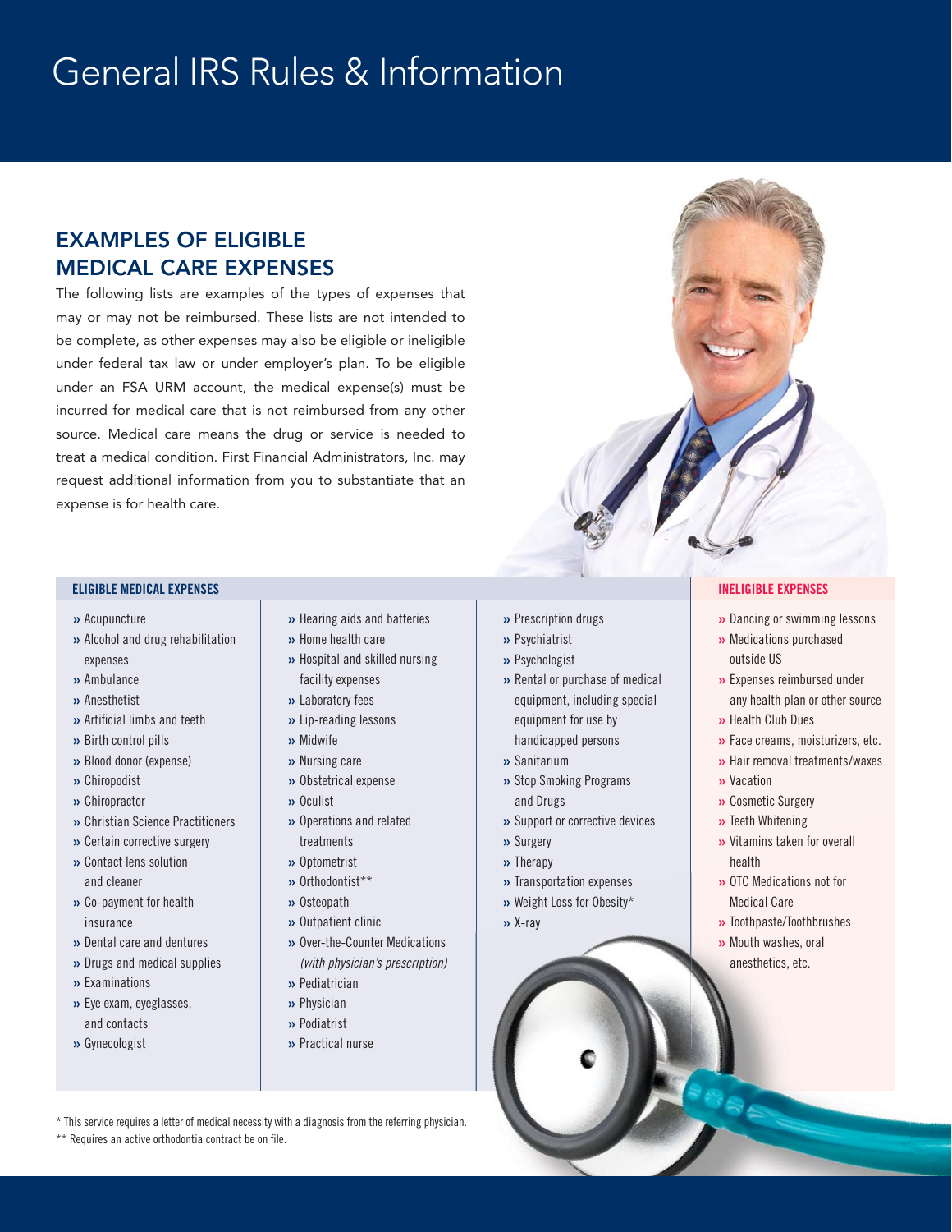# General IRS Rules & Information

## EXAMPLES OF ELIGIBLE MEDICAL CARE EXPENSES

The following lists are examples of the types of expenses that may or may not be reimbursed. These lists are not intended to be complete, as other expenses may also be eligible or ineligible under federal tax law or under employer's plan. To be eligible under an FSA URM account, the medical expense(s) must be incurred for medical care that is not reimbursed from any other source. Medical care means the drug or service is needed to treat a medical condition. First Financial Administrators, Inc. may request additional information from you to substantiate that an expense is for health care.

### ELIGIBLE MEDICAL EXPENSES

- Acupuncture
- Alcohol and drug rehabilitation expenses
- Ambulance
- Anesthetist
- Artificial limbs and teeth
- Birth control pills
- Blood donor (expense)
- Chiropodist
- Chiropractor
- Christian Science Practitioners
- Certain corrective surgery
- Contact lens solution and cleaner
- Co-payment for health insurance
- Dental care and dentures
- Drugs and medical supplies
- Examinations
- Eye exam, eyeglasses, and contacts
- Gynecologist
- Hearing aids and batteries
- Home health care
- Hospital and skilled nursing facility expenses
- Laboratory fees
- Lip-reading lessons
- Midwife
- Nursing care
- Obstetrical expense
- Oculist
- Operations and related treatments
- Optometrist
- Orthodontist**
- Osteopath
- Outpatient clinic
- Over-the-Counter Medications *(with physician's prescription)*
- Pediatrician
- Physician
- Podiatrist
- Practical nurse
- Prescription drugs
- Psychiatrist
- Psychologist
- Rental or purchase of medical equipment, including special equipment for use by handicapped persons
- Sanitarium
- Stop Smoking Programs and Drugs
- Support or corrective devices
- Surgery
- Therapy
- Transportation expenses
- Weight Loss for Obesity*
- X-ray

### INELIGIBLE EXPENSES

- Dancing or swimming lessons
- Medications purchased outside US
- Expenses reimbursed under any health plan or other source
- Health Club Dues
- Face creams, moisturizers, etc.
- Hair removal treatments/waxes
- Vacation
- Cosmetic Surgery
- Teeth Whitening
- Vitamins taken for overall health
- OTC Medications not for Medical Care
- Toothpaste/Toothbrushes
- Mouth washes, oral anesthetics, etc.

\* This service requires a letter of medical necessity with a diagnosis from the referring physician.
** Requires an active orthodontia contract be on file.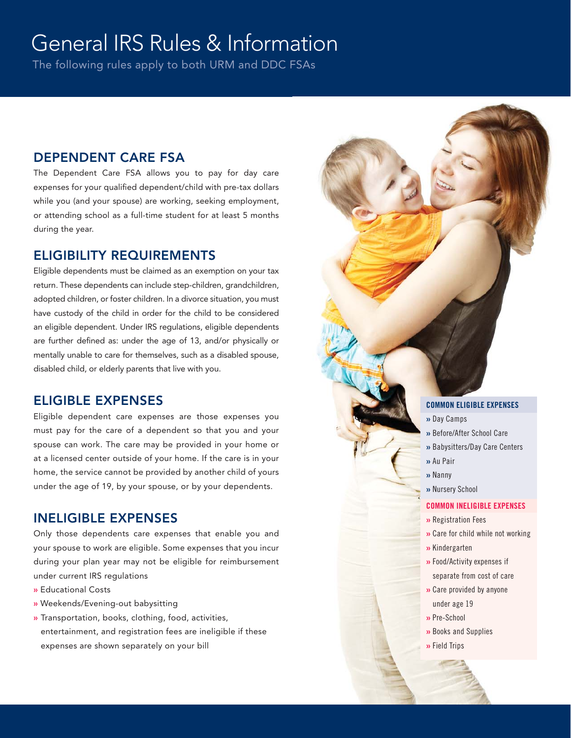# General IRS Rules & Information

The following rules apply to both URM and DDC FSAs

## DEPENDENT CARE FSA

The Dependent Care FSA allows you to pay for day care expenses for your qualified dependent/child with pre-tax dollars while you (and your spouse) are working, seeking employment, or attending school as a full-time student for at least 5 months during the year.

## ELIGIBILITY REQUIREMENTS

Eligible dependents must be claimed as an exemption on your tax return. These dependents can include step-children, grandchildren, adopted children, or foster children. In a divorce situation, you must have custody of the child in order for the child to be considered an eligible dependent. Under IRS regulations, eligible dependents are further defined as: under the age of 13, and/or physically or mentally unable to care for themselves, such as a disabled spouse, disabled child, or elderly parents that live with you.

## ELIGIBLE EXPENSES

Eligible dependent care expenses are those expenses you must pay for the care of a dependent so that you and your spouse can work. The care may be provided in your home or at a licensed center outside of your home. If the care is in your home, the service cannot be provided by another child of yours under the age of 19, by your spouse, or by your dependents.

## INELIGIBLE EXPENSES

Only those dependents care expenses that enable you and your spouse to work are eligible. Some expenses that you incur during your plan year may not be eligible for reimbursement under current IRS regulations

- Educational Costs
- Weekends/Evening-out babysitting
- Transportation, books, clothing, food, activities, entertainment, and registration fees are ineligible if these expenses are shown separately on your bill

### COMMON ELIGIBLE EXPENSES

- Day Camps
- Before/After School Care
- Babysitters/Day Care Centers
- Au Pair
- Nanny
- Nursery School

### COMMON INELIGIBLE EXPENSES

- Registration Fees
- Care for child while not working
- Kindergarten
- Food/Activity expenses if separate from cost of care
- Care provided by anyone under age 19
- Pre-School
- Books and Supplies
- Field Trips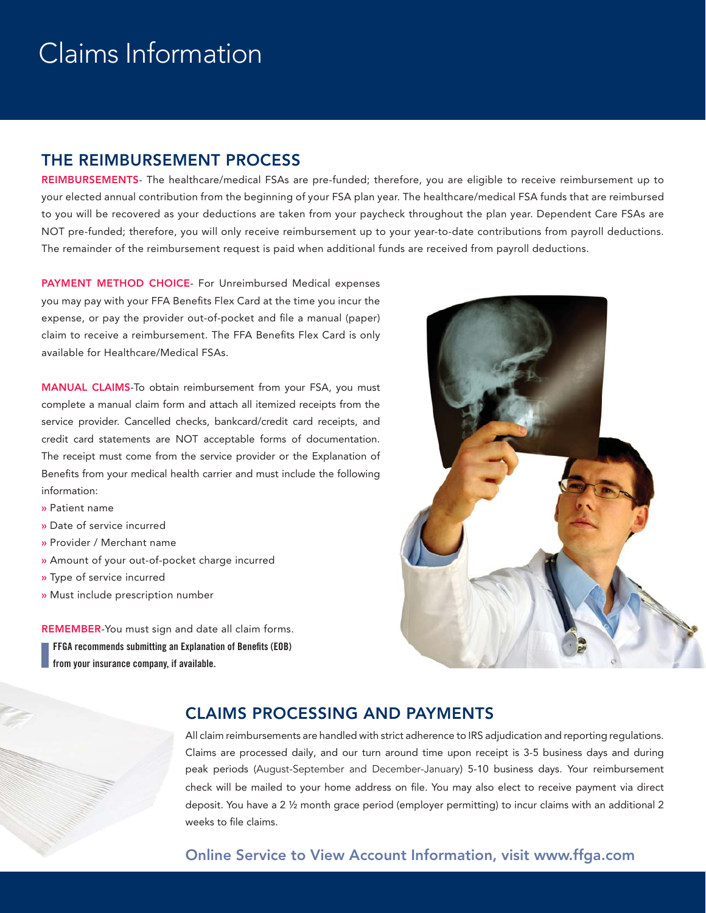# Claims Information

## THE REIMBURSEMENT PROCESS

**REIMBURSEMENTS**- The healthcare/medical FSAs are pre-funded; therefore, you are eligible to receive reimbursement up to your elected annual contribution from the beginning of your FSA plan year. The healthcare/medical FSA funds that are reimbursed to you will be recovered as your deductions are taken from your paycheck throughout the plan year. Dependent Care FSAs are NOT pre-funded; therefore, you will only receive reimbursement up to your year-to-date contributions from payroll deductions. The remainder of the reimbursement request is paid when additional funds are received from payroll deductions.

**PAYMENT METHOD CHOICE**- For Unreimbursed Medical expenses you may pay with your FFA Benefits Flex Card at the time you incur the expense, or pay the provider out-of-pocket and file a manual (paper) claim to receive a reimbursement. The FFA Benefits Flex Card is only available for Healthcare/Medical FSAs.

**MANUAL CLAIMS**-To obtain reimbursement from your FSA, you must complete a manual claim form and attach all itemized receipts from the service provider. Cancelled checks, bankcard/credit card receipts, and credit card statements are NOT acceptable forms of documentation. The receipt must come from the service provider or the Explanation of Benefits from your medical health carrier and must include the following information:

- Patient name
- Date of service incurred
- Provider / Merchant name
- Amount of your out-of-pocket charge incurred
- Type of service incurred
- Must include prescription number

**REMEMBER**-You must sign and date all claim forms.

**FFGA recommends submitting an Explanation of Benefits (EOB) from your insurance company, if available.**

## CLAIMS PROCESSING AND PAYMENTS

All claim reimbursements are handled with strict adherence to IRS adjudication and reporting regulations. Claims are processed daily, and our turn around time upon receipt is 3-5 business days and during peak periods (August-September and December-January) 5-10 business days. Your reimbursement check will be mailed to your home address on file. You may also elect to receive payment via direct deposit. You have a 2 ½ month grace period (employer permitting) to incur claims with an additional 2 weeks to file claims.

### Online Service to View Account Information, visit www.ffga.com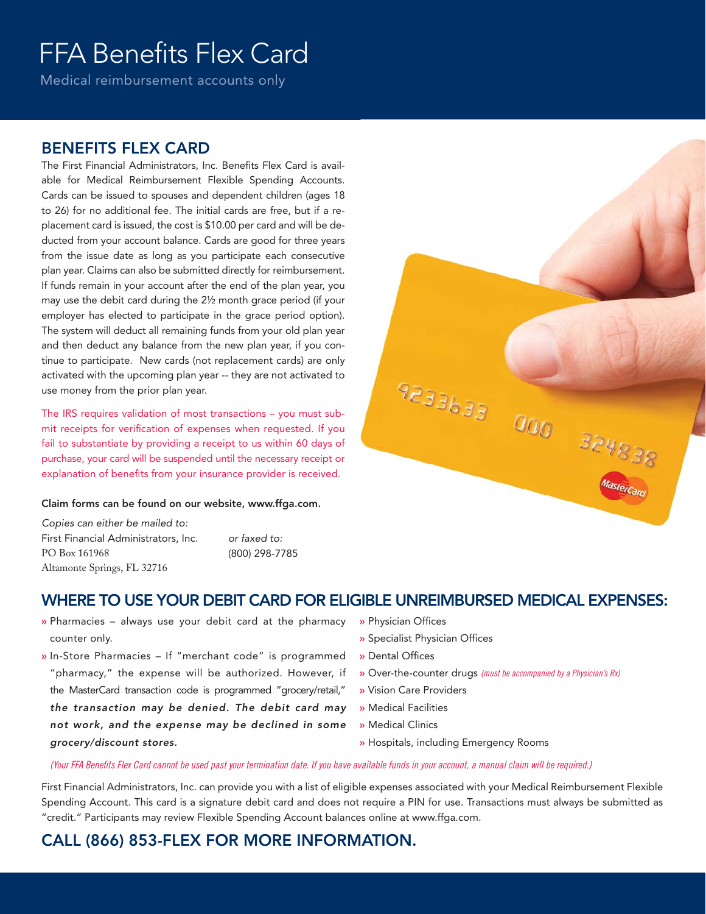# FFA Benefits Flex Card

Medical reimbursement accounts only

## BENEFITS FLEX CARD

The First Financial Administrators, Inc. Benefits Flex Card is available for Medical Reimbursement Flexible Spending Accounts. Cards can be issued to spouses and dependent children (ages 18 to 26) for no additional fee. The initial cards are free, but if a replacement card is issued, the cost is $10.00 per card and will be deducted from your account balance. Cards are good for three years from the issue date as long as you participate each consecutive plan year. Claims can also be submitted directly for reimbursement. If funds remain in your account after the end of the plan year, you may use the debit card during the 2½ month grace period (if your employer has elected to participate in the grace period option). The system will deduct all remaining funds from your old plan year and then deduct any balance from the new plan year, if you continue to participate. New cards (not replacement cards) are only activated with the upcoming plan year -- they are not activated to use money from the prior plan year.

The IRS requires validation of most transactions – you must submit receipts for verification of expenses when requested. If you fail to substantiate by providing a receipt to us within 60 days of purchase, your card will be suspended until the necessary receipt or explanation of benefits from your insurance provider is received.

**Claim forms can be found on our website, www.ffga.com.**

*Copies can either be mailed to:*
First Financial Administrators, Inc.
PO Box 161968
Altamonte Springs, FL 32716

*or faxed to:*
(800) 298-7785

## WHERE TO USE YOUR DEBIT CARD FOR ELIGIBLE UNREIMBURSED MEDICAL EXPENSES:

- Pharmacies – always use your debit card at the pharmacy counter only.
- In-Store Pharmacies – If "merchant code" is programmed "pharmacy," the expense will be authorized. However, if the MasterCard transaction code is programmed "grocery/retail," ***the transaction may be denied. The debit card may not work, and the expense may be declined in some grocery/discount stores.***
- Physician Offices
- Specialist Physician Offices
- Dental Offices
- Over-the-counter drugs *(must be accompanied by a Physician's Rx)*
- Vision Care Providers
- Medical Facilities
- Medical Clinics
- Hospitals, including Emergency Rooms

*(Your FFA Benefits Flex Card cannot be used past your termination date. If you have available funds in your account, a manual claim will be required.)*

First Financial Administrators, Inc. can provide you with a list of eligible expenses associated with your Medical Reimbursement Flexible Spending Account. This card is a signature debit card and does not require a PIN for use. Transactions must always be submitted as "credit." Participants may review Flexible Spending Account balances online at www.ffga.com.

## CALL (866) 853-FLEX FOR MORE INFORMATION.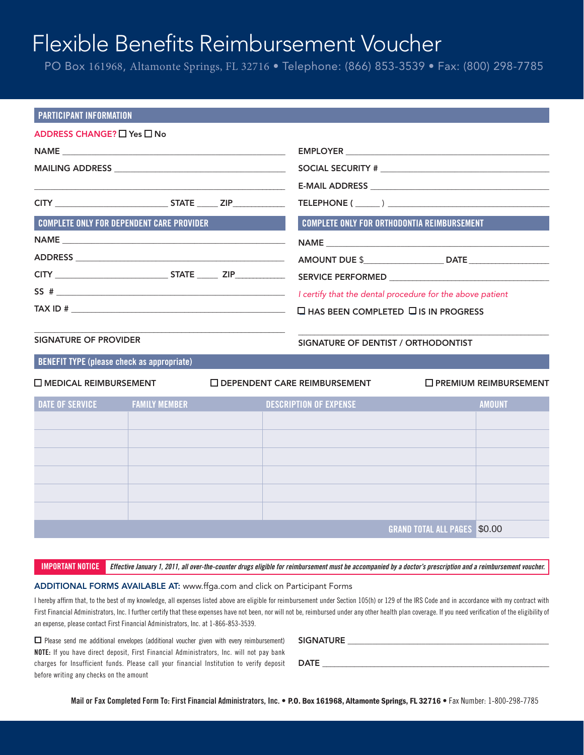# Flexible Benefits Reimbursement Voucher

PO Box 161968, Altamonte Springs, FL 32716 • Telephone: (866) 853-3539 • Fax: (800) 298-7785

## PARTICIPANT INFORMATION

ADDRESS CHANGE? ☐ Yes ☐ No

NAME ______________________________

MAILING ADDRESS ______________________________

______________________________

CITY ______________ STATE _____ ZIP ________

EMPLOYER ______________________________

SOCIAL SECURITY # ______________________________

E-MAIL ADDRESS ______________________________

TELEPHONE ( _____ ) ______________________________

## COMPLETE ONLY FOR DEPENDENT CARE PROVIDER

NAME ______________________________

ADDRESS ______________________________

CITY ______________ STATE _____ ZIP ________

SS # ______________________________

TAX ID # ______________________________

______________________________

SIGNATURE OF PROVIDER

## COMPLETE ONLY FOR ORTHODONTIA REIMBURSEMENT

NAME ______________________________

AMOUNT DUE $____________ DATE ____________

SERVICE PERFORMED ______________________________

*I certify that the dental procedure for the above patient*

☐ HAS BEEN COMPLETED ☐ IS IN PROGRESS

______________________________

SIGNATURE OF DENTIST / ORTHODONTIST

## BENEFIT TYPE (please check as appropriate)

☐ MEDICAL REIMBURSEMENT ☐ DEPENDENT CARE REIMBURSEMENT ☐ PREMIUM REIMBURSEMENT

| DATE OF SERVICE | FAMILY MEMBER | DESCRIPTION OF EXPENSE | AMOUNT |
|---|---|---|---|
| | | | |
| | | | |
| | | | |
| | | | |
| | | | |
| | | | |
| | | GRAND TOTAL ALL PAGES | $0.00 |

**IMPORTANT NOTICE** ***Effective January 1, 2011, all over-the-counter drugs eligible for reimbursement must be accompanied by a doctor's prescription and a reimbursement voucher.***

**ADDITIONAL FORMS AVAILABLE AT:** www.ffga.com and click on Participant Forms

I hereby affirm that, to the best of my knowledge, all expenses listed above are eligible for reimbursement under Section 105(h) or 129 of the IRS Code and in accordance with my contract with First Financial Administrators, Inc. I further certify that these expenses have not been, nor will not be, reimbursed under any other health plan coverage. If you need verification of the eligibility of an expense, please contact First Financial Administrators, Inc. at 1-866-853-3539.

☐ Please send me additional envelopes (additional voucher given with every reimbursement)
**NOTE:** If you have direct deposit, First Financial Administrators, Inc. will not pay bank charges for Insufficient funds. Please call your financial Institution to verify deposit before writing any checks on the amount

SIGNATURE ______________________________

DATE ______________________________

**Mail or Fax Completed Form To: First Financial Administrators, Inc. • P.O. Box 161968, Altamonte Springs, FL 32716** • Fax Number: 1-800-298-7785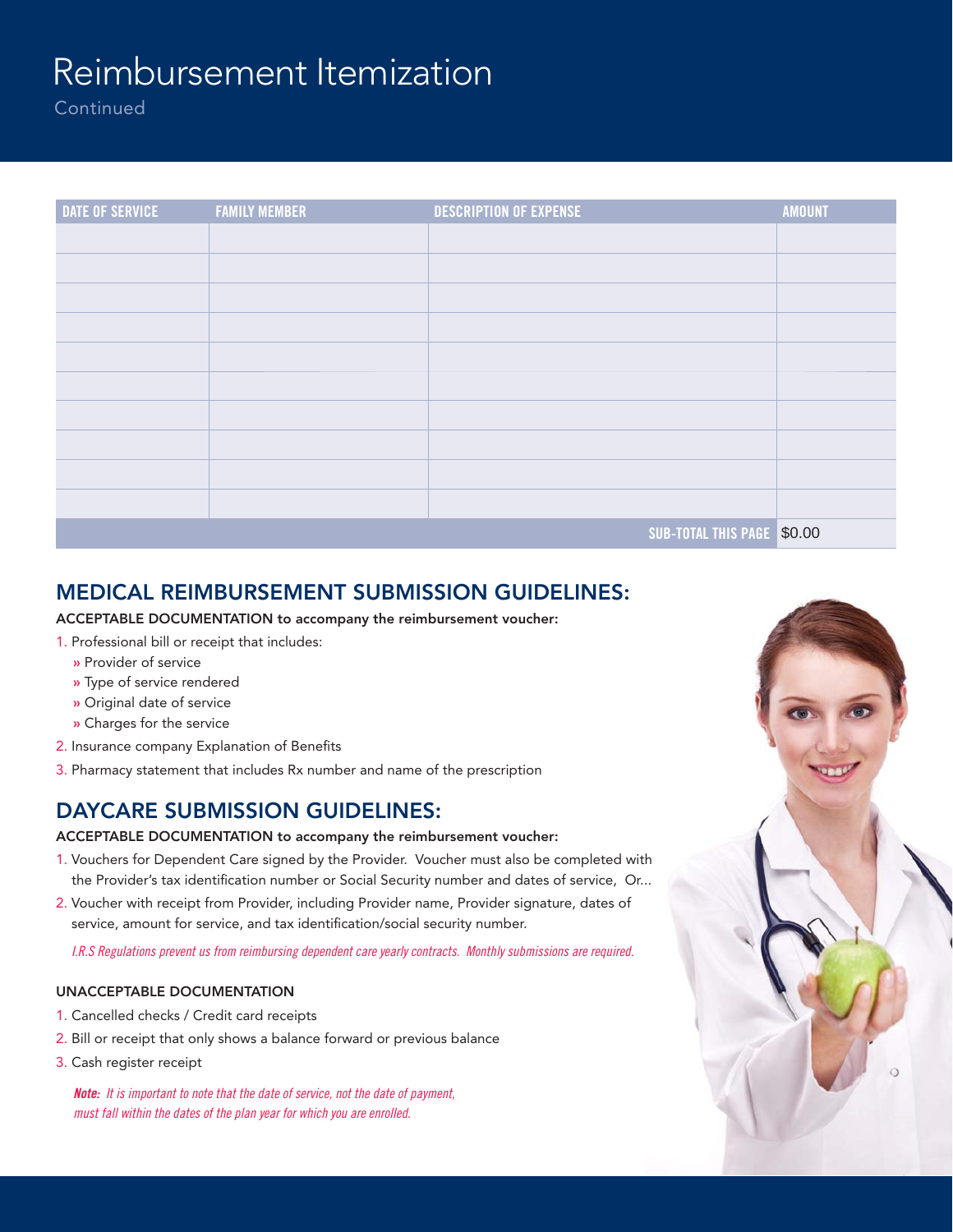# Reimbursement Itemization

Continued

| DATE OF SERVICE | FAMILY MEMBER | DESCRIPTION OF EXPENSE | AMOUNT |
|---|---|---|---|
| | | | |
| | | | |
| | | | |
| | | | |
| | | | |
| | | | |
| | | | |
| | | | |
| | | | |
| | | | |
| | | SUB-TOTAL THIS PAGE | $0.00 |

## MEDICAL REIMBURSEMENT SUBMISSION GUIDELINES:

**ACCEPTABLE DOCUMENTATION to accompany the reimbursement voucher:**

1. Professional bill or receipt that includes:
   - » Provider of service
   - » Type of service rendered
   - » Original date of service
   - » Charges for the service
2. Insurance company Explanation of Benefits
3. Pharmacy statement that includes Rx number and name of the prescription

## DAYCARE SUBMISSION GUIDELINES:

**ACCEPTABLE DOCUMENTATION to accompany the reimbursement voucher:**

1. Vouchers for Dependent Care signed by the Provider. Voucher must also be completed with the Provider's tax identification number or Social Security number and dates of service, Or...
2. Voucher with receipt from Provider, including Provider name, Provider signature, dates of service, amount for service, and tax identification/social security number.

*I.R.S Regulations prevent us from reimbursing dependent care yearly contracts. Monthly submissions are required.*

**UNACCEPTABLE DOCUMENTATION**

1. Cancelled checks / Credit card receipts
2. Bill or receipt that only shows a balance forward or previous balance
3. Cash register receipt

***Note:*** *It is important to note that the date of service, not the date of payment, must fall within the dates of the plan year for which you are enrolled.*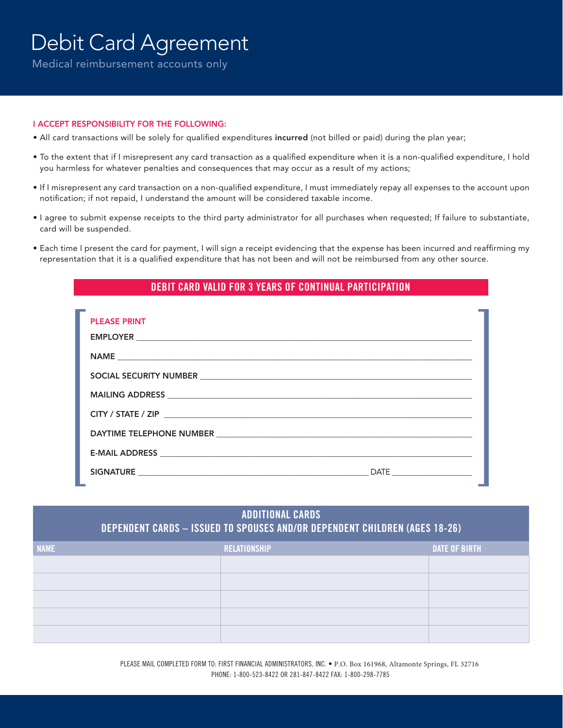# Debit Card Agreement

Medical reimbursement accounts only

**I ACCEPT RESPONSIBILITY FOR THE FOLLOWING:**

- All card transactions will be solely for qualified expenditures **incurred** (not billed or paid) during the plan year;
- To the extent that if I misrepresent any card transaction as a qualified expenditure when it is a non-qualified expenditure, I hold you harmless for whatever penalties and consequences that may occur as a result of my actions;
- If I misrepresent any card transaction on a non-qualified expenditure, I must immediately repay all expenses to the account upon notification; if not repaid, I understand the amount will be considered taxable income.
- I agree to submit expense receipts to the third party administrator for all purchases when requested; If failure to substantiate, card will be suspended.
- Each time I present the card for payment, I will sign a receipt evidencing that the expense has been incurred and reaffirming my representation that it is a qualified expenditure that has not been and will not be reimbursed from any other source.

**DEBIT CARD VALID FOR 3 YEARS OF CONTINUAL PARTICIPATION**

PLEASE PRINT

EMPLOYER ______________________________

NAME ______________________________

SOCIAL SECURITY NUMBER ______________________________

MAILING ADDRESS ______________________________

CITY / STATE / ZIP ______________________________

DAYTIME TELEPHONE NUMBER ______________________________

E-MAIL ADDRESS ______________________________

SIGNATURE ______________________________ DATE ______________

**ADDITIONAL CARDS**

**DEPENDENT CARDS – ISSUED TO SPOUSES AND/OR DEPENDENT CHILDREN (AGES 18-26)**

| NAME | RELATIONSHIP | DATE OF BIRTH |
|---|---|---|
| | | |
| | | |
| | | |
| | | |
| | | |

PLEASE MAIL COMPLETED FORM TO: FIRST FINANCIAL ADMINISTRATORS, INC. • P.O. Box 161968, Altamonte Springs, FL 32716
PHONE: 1-800-523-8422 OR 281-847-8422 FAX: 1-800-298-7785